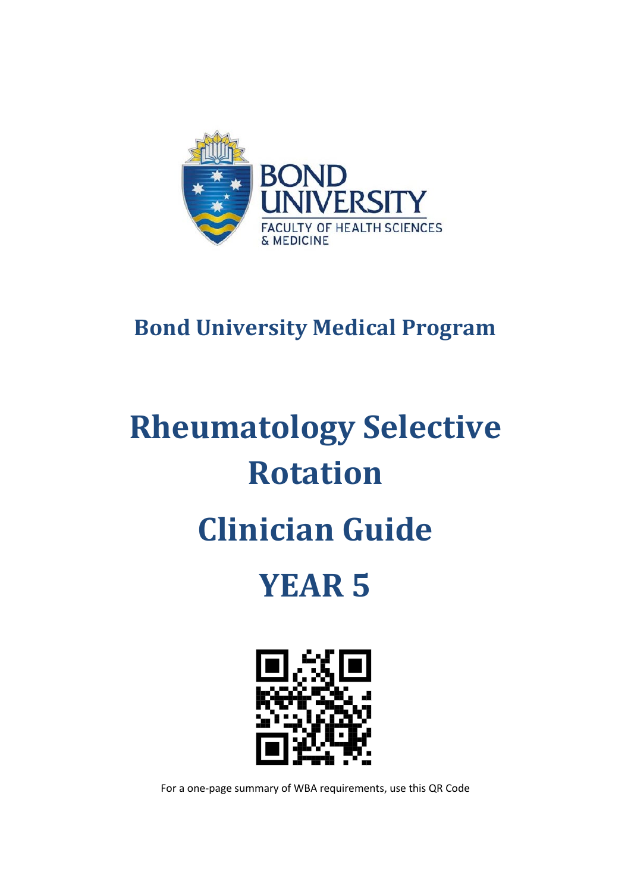BOND UNIVERSITY
FACULTY OF HEALTH SCIENCES & MEDICINE

## Bond University Medical Program

# Rheumatology Selective Rotation

# Clinician Guide

# YEAR 5

For a one-page summary of WBA requirements, use this QR Code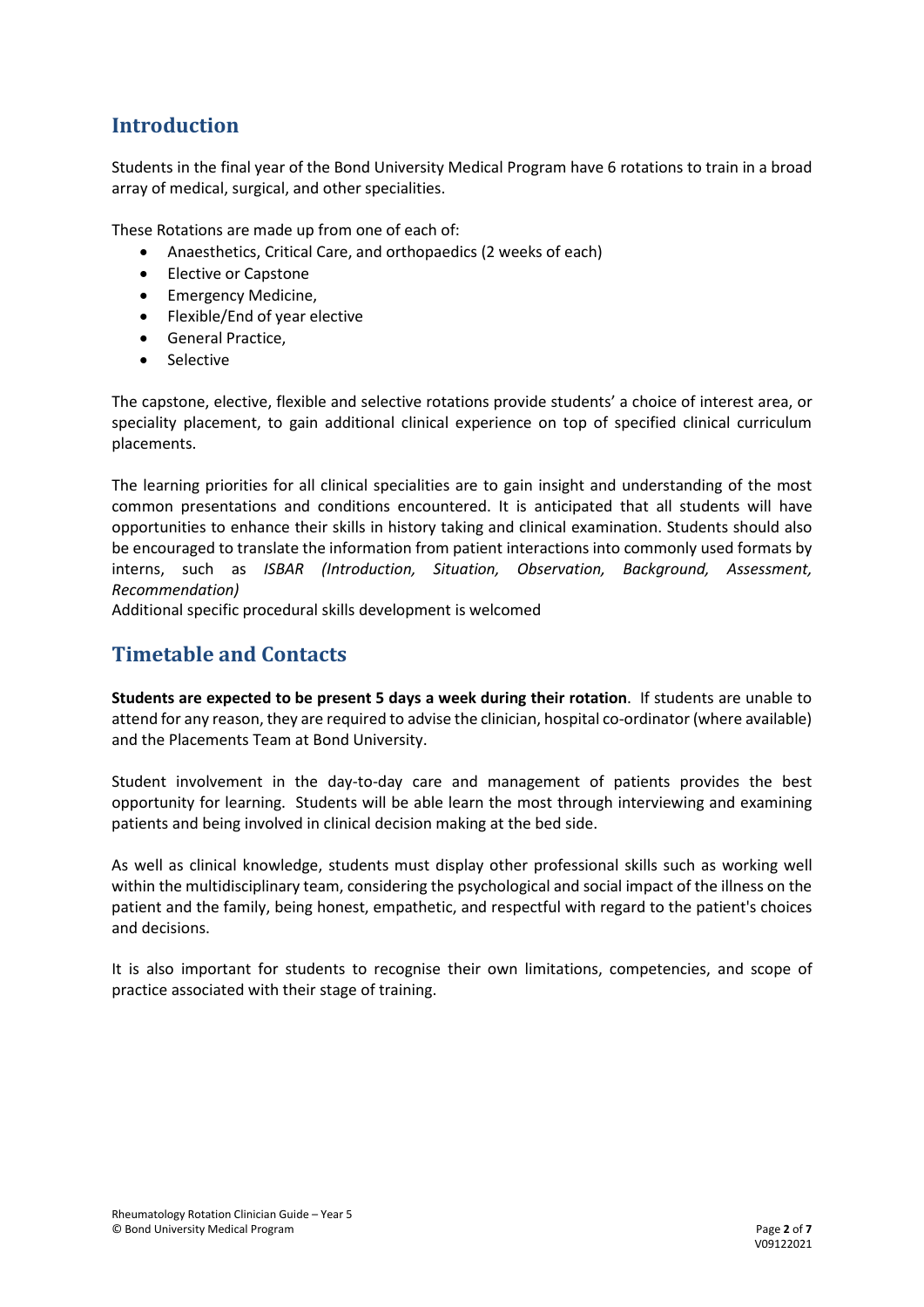## Introduction

Students in the final year of the Bond University Medical Program have 6 rotations to train in a broad array of medical, surgical, and other specialities.

These Rotations are made up from one of each of:

- Anaesthetics, Critical Care, and orthopaedics (2 weeks of each)
- Elective or Capstone
- Emergency Medicine,
- Flexible/End of year elective
- General Practice,
- Selective

The capstone, elective, flexible and selective rotations provide students' a choice of interest area, or speciality placement, to gain additional clinical experience on top of specified clinical curriculum placements.

The learning priorities for all clinical specialities are to gain insight and understanding of the most common presentations and conditions encountered. It is anticipated that all students will have opportunities to enhance their skills in history taking and clinical examination. Students should also be encouraged to translate the information from patient interactions into commonly used formats by interns, such as *ISBAR (Introduction, Situation, Observation, Background, Assessment, Recommendation)*

Additional specific procedural skills development is welcomed

## Timetable and Contacts

**Students are expected to be present 5 days a week during their rotation**. If students are unable to attend for any reason, they are required to advise the clinician, hospital co-ordinator (where available) and the Placements Team at Bond University.

Student involvement in the day-to-day care and management of patients provides the best opportunity for learning. Students will be able learn the most through interviewing and examining patients and being involved in clinical decision making at the bed side.

As well as clinical knowledge, students must display other professional skills such as working well within the multidisciplinary team, considering the psychological and social impact of the illness on the patient and the family, being honest, empathetic, and respectful with regard to the patient's choices and decisions.

It is also important for students to recognise their own limitations, competencies, and scope of practice associated with their stage of training.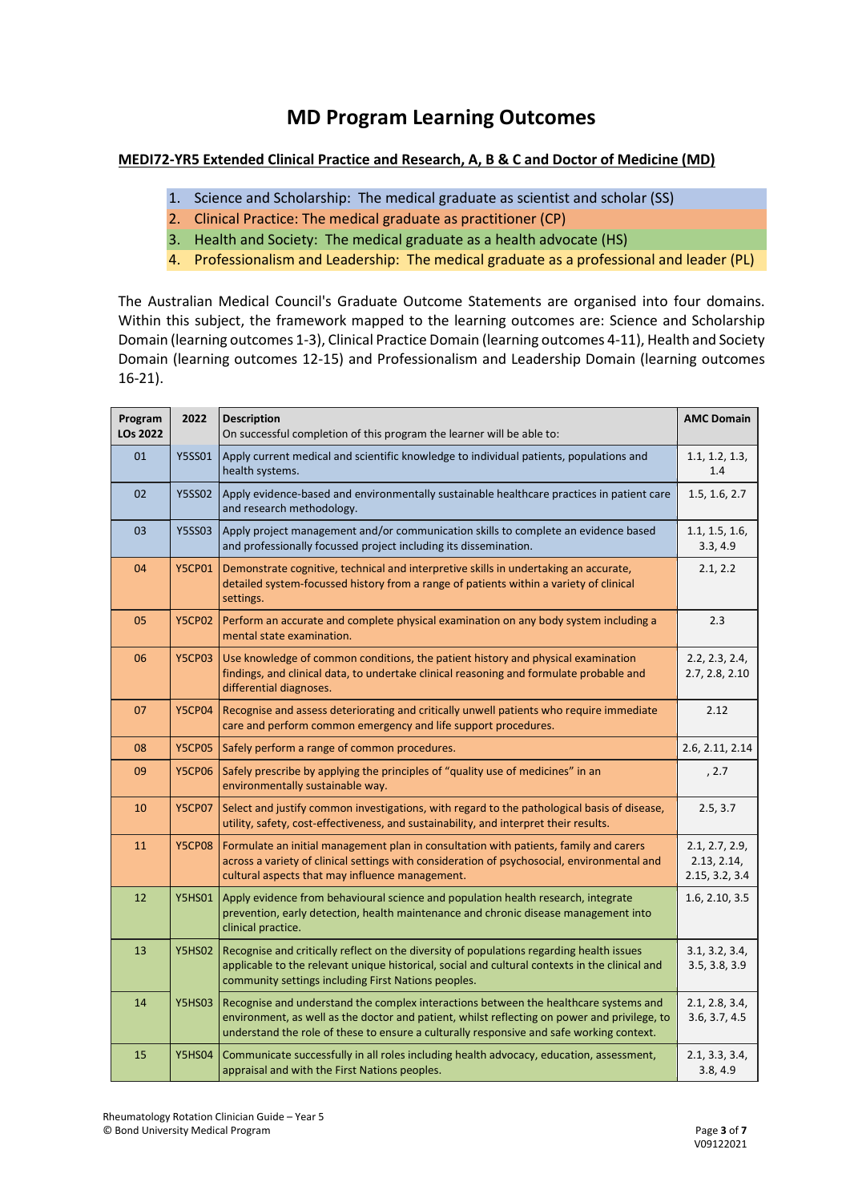# MD Program Learning Outcomes

**MEDI72-YR5 Extended Clinical Practice and Research, A, B & C and Doctor of Medicine (MD)**

1. Science and Scholarship: The medical graduate as scientist and scholar (SS)
2. Clinical Practice: The medical graduate as practitioner (CP)
3. Health and Society: The medical graduate as a health advocate (HS)
4. Professionalism and Leadership: The medical graduate as a professional and leader (PL)

The Australian Medical Council's Graduate Outcome Statements are organised into four domains. Within this subject, the framework mapped to the learning outcomes are: Science and Scholarship Domain (learning outcomes 1-3), Clinical Practice Domain (learning outcomes 4-11), Health and Society Domain (learning outcomes 12-15) and Professionalism and Leadership Domain (learning outcomes 16-21).

| Program LOs 2022 | 2022 | Description<br>On successful completion of this program the learner will be able to: | AMC Domain |
|---|---|---|---|
| 01 | Y5SS01 | Apply current medical and scientific knowledge to individual patients, populations and health systems. | 1.1, 1.2, 1.3, 1.4 |
| 02 | Y5SS02 | Apply evidence-based and environmentally sustainable healthcare practices in patient care and research methodology. | 1.5, 1.6, 2.7 |
| 03 | Y5SS03 | Apply project management and/or communication skills to complete an evidence based and professionally focussed project including its dissemination. | 1.1, 1.5, 1.6, 3.3, 4.9 |
| 04 | Y5CP01 | Demonstrate cognitive, technical and interpretive skills in undertaking an accurate, detailed system-focussed history from a range of patients within a variety of clinical settings. | 2.1, 2.2 |
| 05 | Y5CP02 | Perform an accurate and complete physical examination on any body system including a mental state examination. | 2.3 |
| 06 | Y5CP03 | Use knowledge of common conditions, the patient history and physical examination findings, and clinical data, to undertake clinical reasoning and formulate probable and differential diagnoses. | 2.2, 2.3, 2.4, 2.7, 2.8, 2.10 |
| 07 | Y5CP04 | Recognise and assess deteriorating and critically unwell patients who require immediate care and perform common emergency and life support procedures. | 2.12 |
| 08 | Y5CP05 | Safely perform a range of common procedures. | 2.6, 2.11, 2.14 |
| 09 | Y5CP06 | Safely prescribe by applying the principles of "quality use of medicines" in an environmentally sustainable way. | , 2.7 |
| 10 | Y5CP07 | Select and justify common investigations, with regard to the pathological basis of disease, utility, safety, cost-effectiveness, and sustainability, and interpret their results. | 2.5, 3.7 |
| 11 | Y5CP08 | Formulate an initial management plan in consultation with patients, family and carers across a variety of clinical settings with consideration of psychosocial, environmental and cultural aspects that may influence management. | 2.1, 2.7, 2.9, 2.13, 2.14, 2.15, 3.2, 3.4 |
| 12 | Y5HS01 | Apply evidence from behavioural science and population health research, integrate prevention, early detection, health maintenance and chronic disease management into clinical practice. | 1.6, 2.10, 3.5 |
| 13 | Y5HS02 | Recognise and critically reflect on the diversity of populations regarding health issues applicable to the relevant unique historical, social and cultural contexts in the clinical and community settings including First Nations peoples. | 3.1, 3.2, 3.4, 3.5, 3.8, 3.9 |
| 14 | Y5HS03 | Recognise and understand the complex interactions between the healthcare systems and environment, as well as the doctor and patient, whilst reflecting on power and privilege, to understand the role of these to ensure a culturally responsive and safe working context. | 2.1, 2.8, 3.4, 3.6, 3.7, 4.5 |
| 15 | Y5HS04 | Communicate successfully in all roles including health advocacy, education, assessment, appraisal and with the First Nations peoples. | 2.1, 3.3, 3.4, 3.8, 4.9 |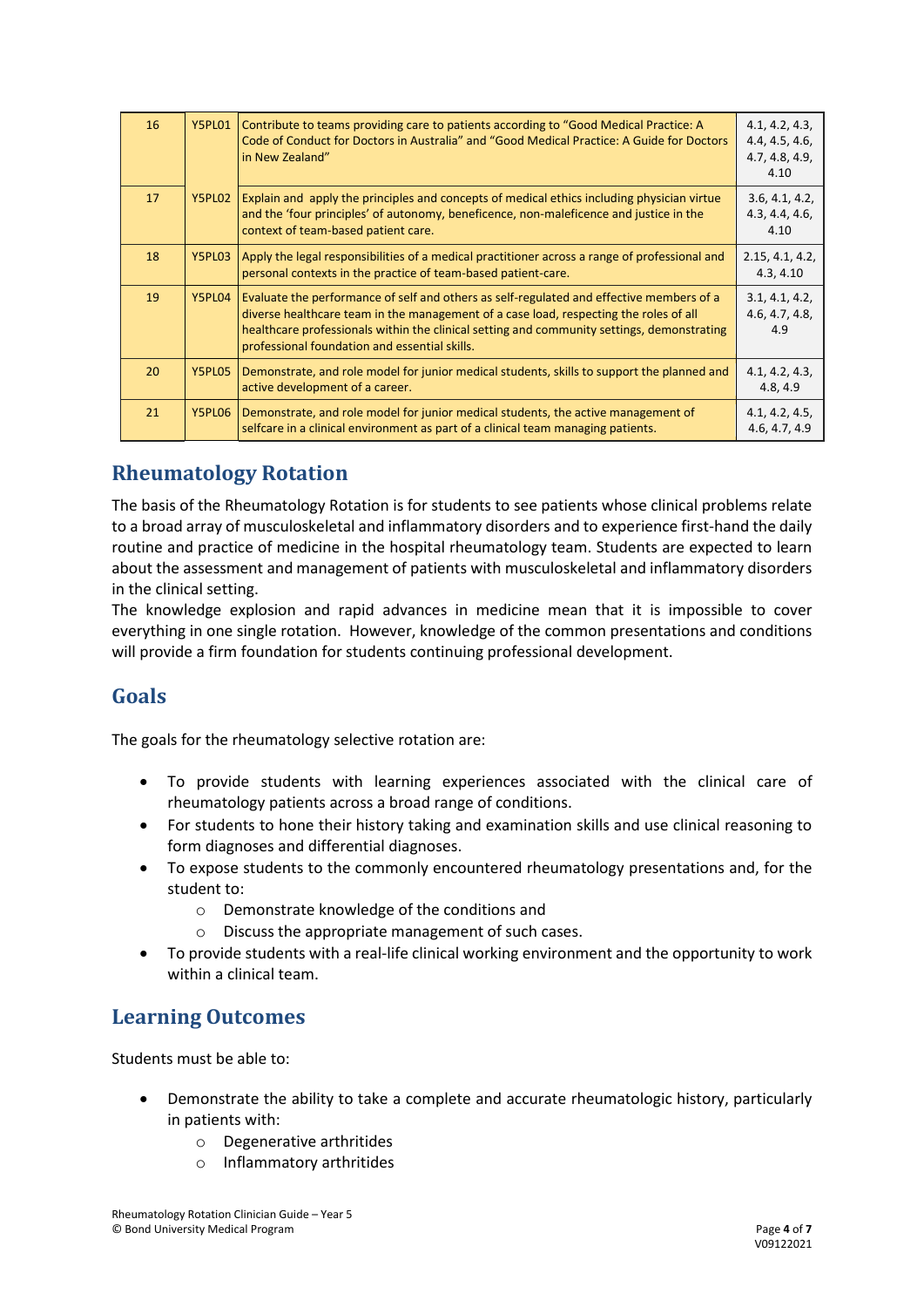| 16 | Y5PL01 | Contribute to teams providing care to patients according to "Good Medical Practice: A Code of Conduct for Doctors in Australia" and "Good Medical Practice: A Guide for Doctors in New Zealand" | 4.1, 4.2, 4.3, 4.4, 4.5, 4.6, 4.7, 4.8, 4.9, 4.10 |
|---|---|---|---|
| 17 | Y5PL02 | Explain and apply the principles and concepts of medical ethics including physician virtue and the 'four principles' of autonomy, beneficence, non-maleficence and justice in the context of team-based patient care. | 3.6, 4.1, 4.2, 4.3, 4.4, 4.6, 4.10 |
| 18 | Y5PL03 | Apply the legal responsibilities of a medical practitioner across a range of professional and personal contexts in the practice of team-based patient-care. | 2.15, 4.1, 4.2, 4.3, 4.10 |
| 19 | Y5PL04 | Evaluate the performance of self and others as self-regulated and effective members of a diverse healthcare team in the management of a case load, respecting the roles of all healthcare professionals within the clinical setting and community settings, demonstrating professional foundation and essential skills. | 3.1, 4.1, 4.2, 4.6, 4.7, 4.8, 4.9 |
| 20 | Y5PL05 | Demonstrate, and role model for junior medical students, skills to support the planned and active development of a career. | 4.1, 4.2, 4.3, 4.8, 4.9 |
| 21 | Y5PL06 | Demonstrate, and role model for junior medical students, the active management of selfcare in a clinical environment as part of a clinical team managing patients. | 4.1, 4.2, 4.5, 4.6, 4.7, 4.9 |

## Rheumatology Rotation

The basis of the Rheumatology Rotation is for students to see patients whose clinical problems relate to a broad array of musculoskeletal and inflammatory disorders and to experience first-hand the daily routine and practice of medicine in the hospital rheumatology team. Students are expected to learn about the assessment and management of patients with musculoskeletal and inflammatory disorders in the clinical setting.

The knowledge explosion and rapid advances in medicine mean that it is impossible to cover everything in one single rotation. However, knowledge of the common presentations and conditions will provide a firm foundation for students continuing professional development.

## Goals

The goals for the rheumatology selective rotation are:

- To provide students with learning experiences associated with the clinical care of rheumatology patients across a broad range of conditions.
- For students to hone their history taking and examination skills and use clinical reasoning to form diagnoses and differential diagnoses.
- To expose students to the commonly encountered rheumatology presentations and, for the student to:
    - Demonstrate knowledge of the conditions and
    - Discuss the appropriate management of such cases.
- To provide students with a real-life clinical working environment and the opportunity to work within a clinical team.

## Learning Outcomes

Students must be able to:

- Demonstrate the ability to take a complete and accurate rheumatologic history, particularly in patients with:
    - Degenerative arthritides
    - Inflammatory arthritides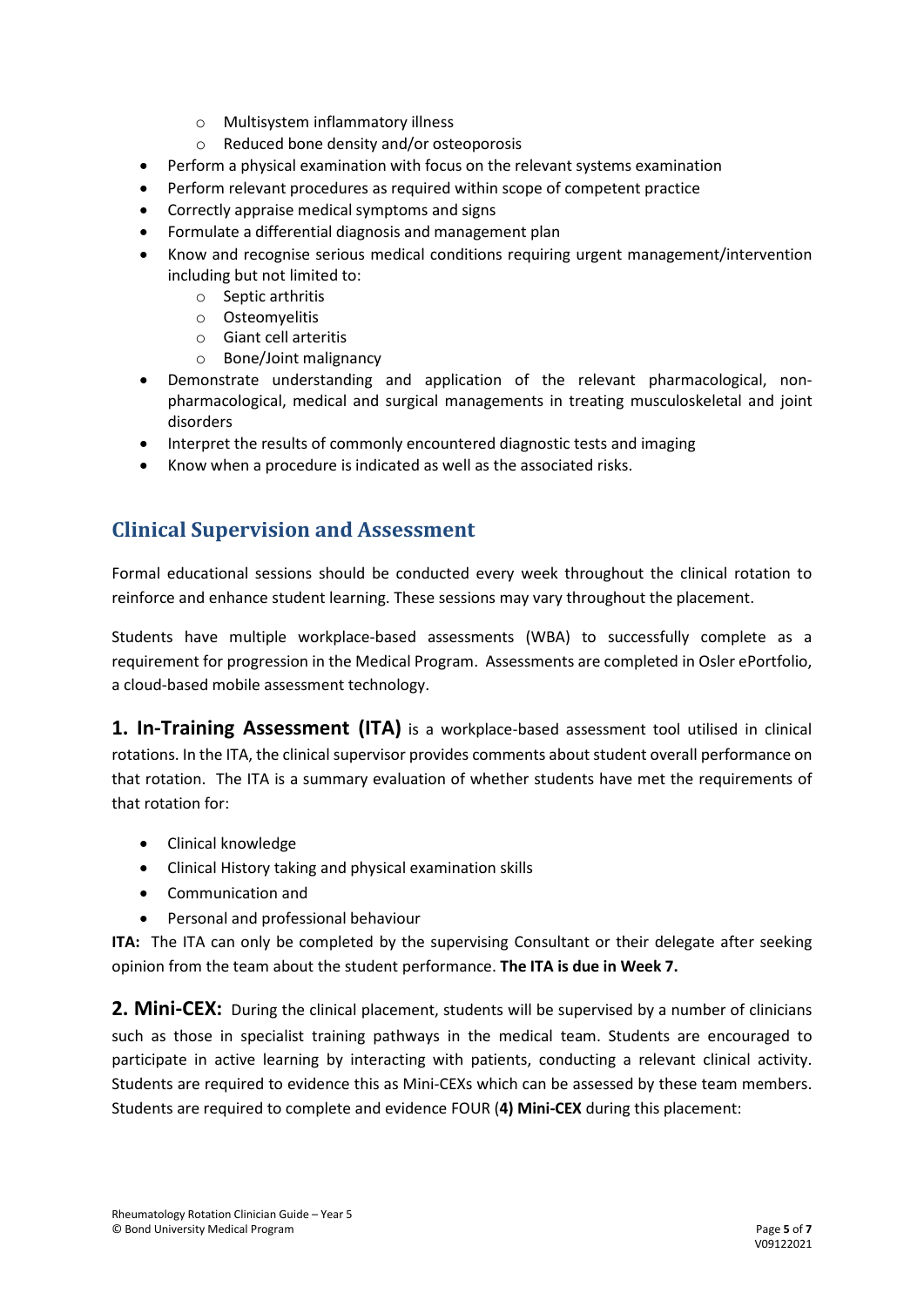- Multisystem inflammatory illness
  - Reduced bone density and/or osteoporosis
- Perform a physical examination with focus on the relevant systems examination
- Perform relevant procedures as required within scope of competent practice
- Correctly appraise medical symptoms and signs
- Formulate a differential diagnosis and management plan
- Know and recognise serious medical conditions requiring urgent management/intervention including but not limited to:
  - Septic arthritis
  - Osteomyelitis
  - Giant cell arteritis
  - Bone/Joint malignancy
- Demonstrate understanding and application of the relevant pharmacological, non-pharmacological, medical and surgical managements in treating musculoskeletal and joint disorders
- Interpret the results of commonly encountered diagnostic tests and imaging
- Know when a procedure is indicated as well as the associated risks.

## Clinical Supervision and Assessment

Formal educational sessions should be conducted every week throughout the clinical rotation to reinforce and enhance student learning. These sessions may vary throughout the placement.

Students have multiple workplace-based assessments (WBA) to successfully complete as a requirement for progression in the Medical Program. Assessments are completed in Osler ePortfolio, a cloud-based mobile assessment technology.

**1. In-Training Assessment (ITA)** is a workplace-based assessment tool utilised in clinical rotations. In the ITA, the clinical supervisor provides comments about student overall performance on that rotation. The ITA is a summary evaluation of whether students have met the requirements of that rotation for:

- Clinical knowledge
- Clinical History taking and physical examination skills
- Communication and
- Personal and professional behaviour

**ITA:** The ITA can only be completed by the supervising Consultant or their delegate after seeking opinion from the team about the student performance. **The ITA is due in Week 7.**

**2. Mini-CEX:** During the clinical placement, students will be supervised by a number of clinicians such as those in specialist training pathways in the medical team. Students are encouraged to participate in active learning by interacting with patients, conducting a relevant clinical activity. Students are required to evidence this as Mini-CEXs which can be assessed by these team members. Students are required to complete and evidence FOUR (**4) Mini-CEX** during this placement: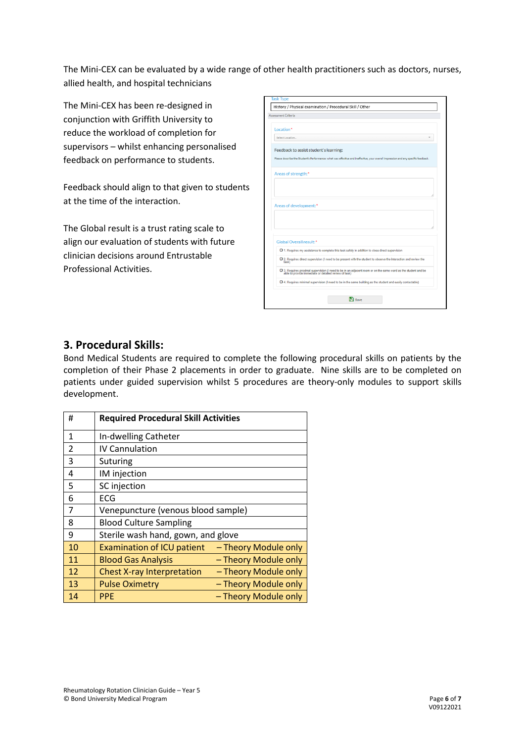The Mini-CEX can be evaluated by a wide range of other health practitioners such as doctors, nurses, allied health, and hospital technicians

The Mini-CEX has been re-designed in conjunction with Griffith University to reduce the workload of completion for supervisors – whilst enhancing personalised feedback on performance to students.

Feedback should align to that given to students at the time of the interaction.

The Global result is a trust rating scale to align our evaluation of students with future clinician decisions around Entrustable Professional Activities.

## 3. Procedural Skills:

Bond Medical Students are required to complete the following procedural skills on patients by the completion of their Phase 2 placements in order to graduate. Nine skills are to be completed on patients under guided supervision whilst 5 procedures are theory-only modules to support skills development.

| # | Required Procedural Skill Activities |
|---|---|
| 1 | In-dwelling Catheter |
| 2 | IV Cannulation |
| 3 | Suturing |
| 4 | IM injection |
| 5 | SC injection |
| 6 | ECG |
| 7 | Venepuncture (venous blood sample) |
| 8 | Blood Culture Sampling |
| 9 | Sterile wash hand, gown, and glove |
| 10 | Examination of ICU patient – Theory Module only |
| 11 | Blood Gas Analysis – Theory Module only |
| 12 | Chest X-ray Interpretation – Theory Module only |
| 13 | Pulse Oximetry – Theory Module only |
| 14 | PPE – Theory Module only |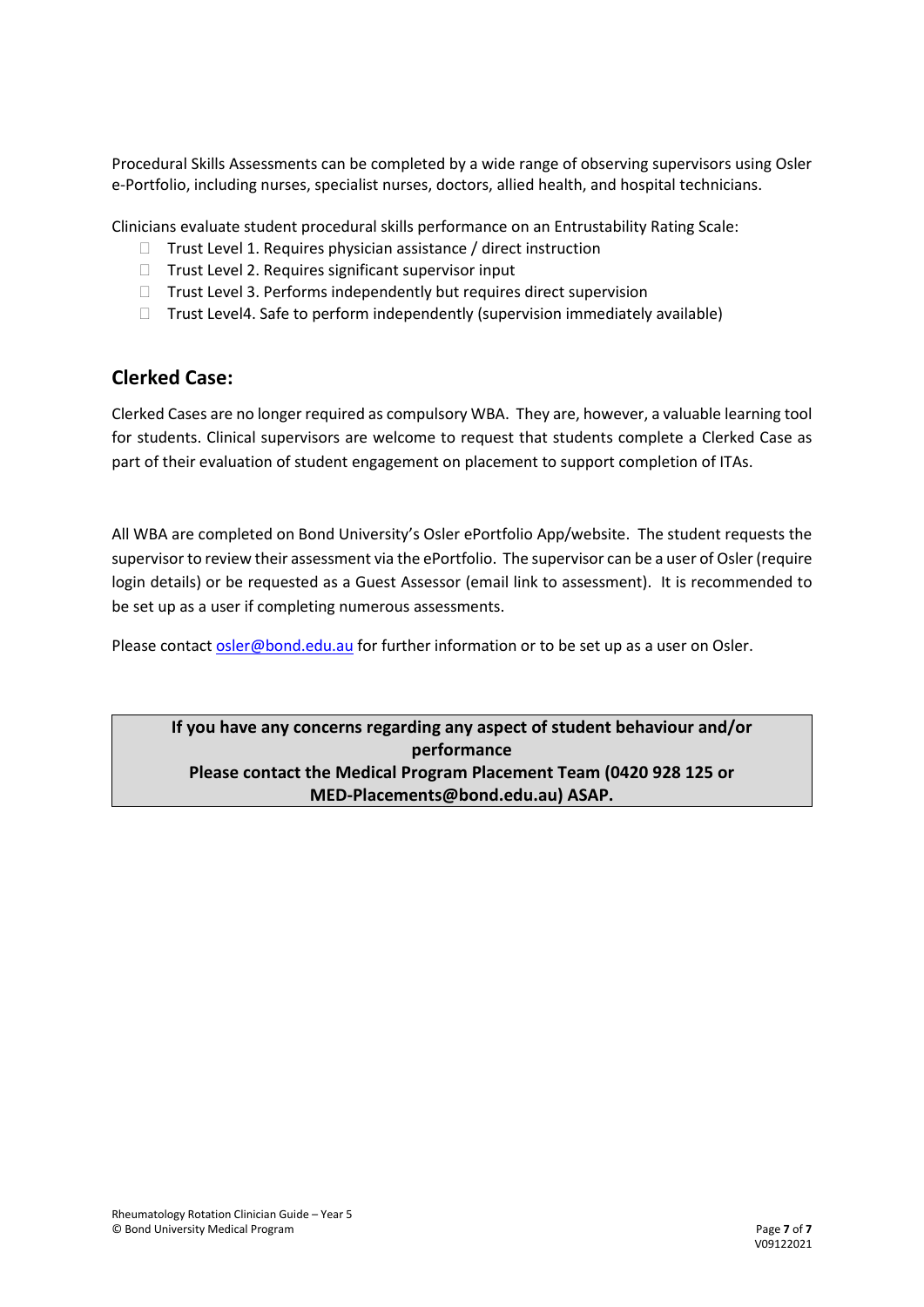Procedural Skills Assessments can be completed by a wide range of observing supervisors using Osler e-Portfolio, including nurses, specialist nurses, doctors, allied health, and hospital technicians.

Clinicians evaluate student procedural skills performance on an Entrustability Rating Scale:

- Trust Level 1. Requires physician assistance / direct instruction
- Trust Level 2. Requires significant supervisor input
- Trust Level 3. Performs independently but requires direct supervision
- Trust Level4. Safe to perform independently (supervision immediately available)

## Clerked Case:

Clerked Cases are no longer required as compulsory WBA. They are, however, a valuable learning tool for students. Clinical supervisors are welcome to request that students complete a Clerked Case as part of their evaluation of student engagement on placement to support completion of ITAs.

All WBA are completed on Bond University's Osler ePortfolio App/website. The student requests the supervisor to review their assessment via the ePortfolio. The supervisor can be a user of Osler (require login details) or be requested as a Guest Assessor (email link to assessment). It is recommended to be set up as a user if completing numerous assessments.

Please contact osler@bond.edu.au for further information or to be set up as a user on Osler.

**If you have any concerns regarding any aspect of student behaviour and/or performance**
**Please contact the Medical Program Placement Team (0420 928 125 or MED-Placements@bond.edu.au) ASAP.**